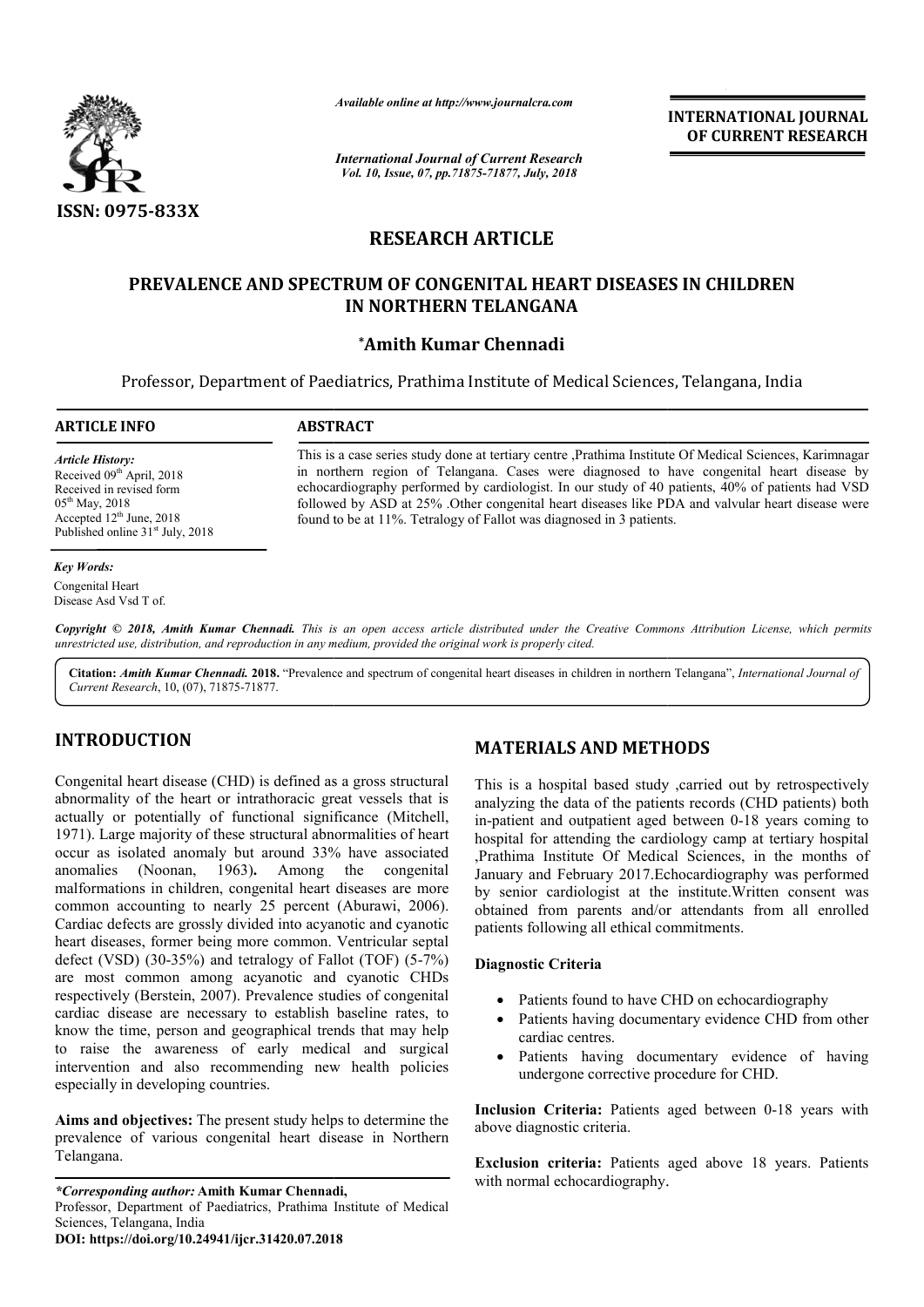ISSN: 0975-833X

*Available online at http://www.journalcra.com*

*International Journal of Current Research*
*Vol. 10, Issue, 07, pp.71875-71877, July, 2018*

**INTERNATIONAL JOURNAL OF CURRENT RESEARCH**

# RESEARCH ARTICLE

# PREVALENCE AND SPECTRUM OF CONGENITAL HEART DISEASES IN CHILDREN IN NORTHERN TELANGANA

**\*Amith Kumar Chennadi**

Professor, Department of Paediatrics, Prathima Institute of Medical Sciences, Telangana, India

**ARTICLE INFO**

*Article History:*
Received 09th April, 2018
Received in revised form
05th May, 2018
Accepted 12th June, 2018
Published online 31st July, 2018

*Key Words:*
Congenital Heart Disease Asd Vsd T of.

**ABSTRACT**

This is a case series study done at tertiary centre ,Prathima Institute Of Medical Sciences, Karimnagar in northern region of Telangana. Cases were diagnosed to have congenital heart disease by echocardiography performed by cardiologist. In our study of 40 patients, 40% of patients had VSD followed by ASD at 25% .Other congenital heart diseases like PDA and valvular heart disease were found to be at 11%. Tetralogy of Fallot was diagnosed in 3 patients.

***Copyright © 2018, Amith Kumar Chennadi.*** *This is an open access article distributed under the Creative Commons Attribution License, which permits unrestricted use, distribution, and reproduction in any medium, provided the original work is properly cited.*

**Citation:** ***Amith Kumar Chennadi.* 2018.** "Prevalence and spectrum of congenital heart diseases in children in northern Telangana", *International Journal of Current Research*, 10, (07), 71875-71877.

## INTRODUCTION

Congenital heart disease (CHD) is defined as a gross structural abnormality of the heart or intrathoracic great vessels that is actually or potentially of functional significance (Mitchell, 1971). Large majority of these structural abnormalities of heart occur as isolated anomaly but around 33% have associated anomalies (Noonan, 1963)**.** Among the congenital malformations in children, congenital heart diseases are more common accounting to nearly 25 percent (Aburawi, 2006). Cardiac defects are grossly divided into acyanotic and cyanotic heart diseases, former being more common. Ventricular septal defect (VSD) (30-35%) and tetralogy of Fallot (TOF) (5-7%) are most common among acyanotic and cyanotic CHDs respectively (Berstein, 2007). Prevalence studies of congenital cardiac disease are necessary to establish baseline rates, to know the time, person and geographical trends that may help to raise the awareness of early medical and surgical intervention and also recommending new health policies especially in developing countries.

**Aims and objectives:** The present study helps to determine the prevalence of various congenital heart disease in Northern Telangana.

## MATERIALS AND METHODS

This is a hospital based study ,carried out by retrospectively analyzing the data of the patients records (CHD patients) both in-patient and outpatient aged between 0-18 years coming to hospital for attending the cardiology camp at tertiary hospital ,Prathima Institute Of Medical Sciences, in the months of January and February 2017.Echocardiography was performed by senior cardiologist at the institute.Written consent was obtained from parents and/or attendants from all enrolled patients following all ethical commitments.

### Diagnostic Criteria

- Patients found to have CHD on echocardiography
- Patients having documentary evidence CHD from other cardiac centres.
- Patients having documentary evidence of having undergone corrective procedure for CHD.

**Inclusion Criteria:** Patients aged between 0-18 years with above diagnostic criteria.

**Exclusion criteria:** Patients aged above 18 years. Patients with normal echocardiography.

***\*Corresponding author:* Amith Kumar Chennadi,**
Professor, Department of Paediatrics, Prathima Institute of Medical Sciences, Telangana, India
**DOI: https://doi.org/10.24941/ijcr.31420.07.2018**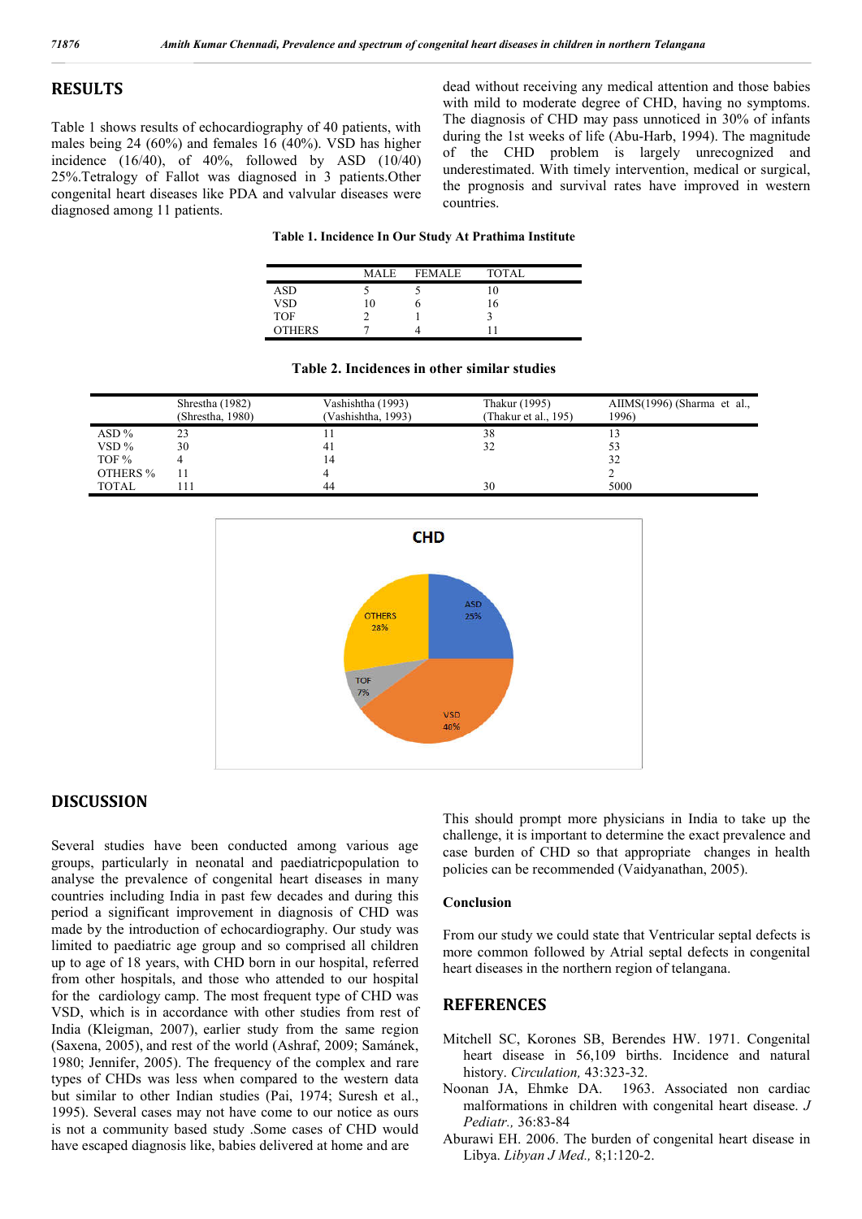## RESULTS

Table 1 shows results of echocardiography of 40 patients, with males being 24 (60%) and females 16 (40%). VSD has higher incidence (16/40), of 40%, followed by ASD (10/40) 25%.Tetralogy of Fallot was diagnosed in 3 patients.Other congenital heart diseases like PDA and valvular diseases were diagnosed among 11 patients.

dead without receiving any medical attention and those babies with mild to moderate degree of CHD, having no symptoms. The diagnosis of CHD may pass unnoticed in 30% of infants during the 1st weeks of life (Abu-Harb, 1994). The magnitude of the CHD problem is largely unrecognized and underestimated. With timely intervention, medical or surgical, the prognosis and survival rates have improved in western countries.

**Table 1. Incidence In Our Study At Prathima Institute**

| | MALE | FEMALE | TOTAL |
|---|---|---|---|
| ASD | 5 | 5 | 10 |
| VSD | 10 | 6 | 16 |
| TOF | 2 | 1 | 3 |
| OTHERS | 7 | 4 | 11 |

**Table 2. Incidences in other similar studies**

| | Shrestha (1982) (Shrestha, 1980) | Vashishtha (1993) (Vashishtha, 1993) | Thakur (1995) (Thakur et al., 195) | AIIMS(1996) (Sharma et al., 1996) |
|---|---|---|---|---|
| ASD % | 23 | 11 | 38 | 13 |
| VSD % | 30 | 41 | 32 | 53 |
| TOF % | 4 | 14 | | 32 |
| OTHERS % | 11 | 4 | | 2 |
| TOTAL | 111 | 44 | 30 | 5000 |

CHD

| Category | % |
|---|---|
| ASD | 25% |
| VSD | 40% |
| TOF | 7% |
| OTHERS | 28% |

## DISCUSSION

Several studies have been conducted among various age groups, particularly in neonatal and paediatricpopulation to analyse the prevalence of congenital heart diseases in many countries including India in past few decades and during this period a significant improvement in diagnosis of CHD was made by the introduction of echocardiography. Our study was limited to paediatric age group and so comprised all children up to age of 18 years, with CHD born in our hospital, referred from other hospitals, and those who attended to our hospital for the cardiology camp. The most frequent type of CHD was VSD, which is in accordance with other studies from rest of India (Kleigman, 2007), earlier study from the same region (Saxena, 2005), and rest of the world (Ashraf, 2009; Samánek, 1980; Jennifer, 2005). The frequency of the complex and rare types of CHDs was less when compared to the western data but similar to other Indian studies (Pai, 1974; Suresh et al., 1995). Several cases may not have come to our notice as ours is not a community based study .Some cases of CHD would have escaped diagnosis like, babies delivered at home and are

This should prompt more physicians in India to take up the challenge, it is important to determine the exact prevalence and case burden of CHD so that appropriate changes in health policies can be recommended (Vaidyanathan, 2005).

### Conclusion

From our study we could state that Ventricular septal defects is more common followed by Atrial septal defects in congenital heart diseases in the northern region of telangana.

## REFERENCES

Mitchell SC, Korones SB, Berendes HW. 1971. Congenital heart disease in 56,109 births. Incidence and natural history. *Circulation,* 43:323-32.

Noonan JA, Ehmke DA. 1963. Associated non cardiac malformations in children with congenital heart disease. *J Pediatr.,* 36:83-84

Aburawi EH. 2006. The burden of congenital heart disease in Libya. *Libyan J Med.,* 8;1:120-2.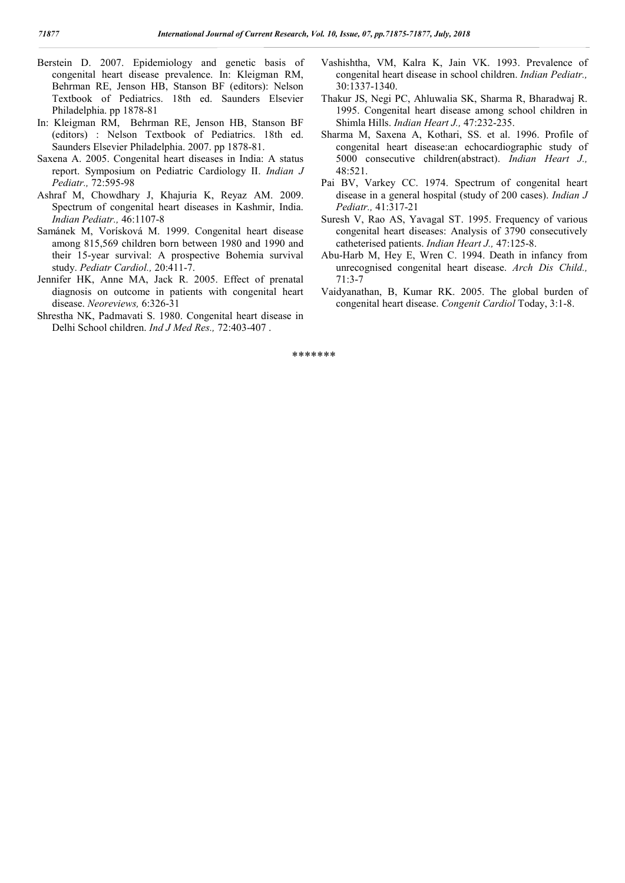Berstein D. 2007. Epidemiology and genetic basis of congenital heart disease prevalence. In: Kleigman RM, Behrman RE, Jenson HB, Stanson BF (editors): Nelson Textbook of Pediatrics. 18th ed. Saunders Elsevier Philadelphia. pp 1878-81

In: Kleigman RM, Behrman RE, Jenson HB, Stanson BF (editors) : Nelson Textbook of Pediatrics. 18th ed. Saunders Elsevier Philadelphia. 2007. pp 1878-81.

Saxena A. 2005. Congenital heart diseases in India: A status report. Symposium on Pediatric Cardiology II. *Indian J Pediatr.,* 72:595-98

Ashraf M, Chowdhary J, Khajuria K, Reyaz AM. 2009. Spectrum of congenital heart diseases in Kashmir, India. *Indian Pediatr.,* 46:1107-8

Samánek M, Vorísková M. 1999. Congenital heart disease among 815,569 children born between 1980 and 1990 and their 15-year survival: A prospective Bohemia survival study. *Pediatr Cardiol.,* 20:411-7.

Jennifer HK, Anne MA, Jack R. 2005. Effect of prenatal diagnosis on outcome in patients with congenital heart disease. *Neoreviews,* 6:326-31

Shrestha NK, Padmavati S. 1980. Congenital heart disease in Delhi School children. *Ind J Med Res.,* 72:403-407 .

Vashishtha, VM, Kalra K, Jain VK. 1993. Prevalence of congenital heart disease in school children. *Indian Pediatr.,* 30:1337-1340.

Thakur JS, Negi PC, Ahluwalia SK, Sharma R, Bharadwaj R. 1995. Congenital heart disease among school children in Shimla Hills. *Indian Heart J.,* 47:232-235.

Sharma M, Saxena A, Kothari, SS. et al. 1996. Profile of congenital heart disease:an echocardiographic study of 5000 consecutive children(abstract). *Indian Heart J.,* 48:521.

Pai BV, Varkey CC. 1974. Spectrum of congenital heart disease in a general hospital (study of 200 cases). *Indian J Pediatr.,* 41:317-21

Suresh V, Rao AS, Yavagal ST. 1995. Frequency of various congenital heart diseases: Analysis of 3790 consecutively catheterised patients. *Indian Heart J.,* 47:125-8.

Abu-Harb M, Hey E, Wren C. 1994. Death in infancy from unrecognised congenital heart disease. *Arch Dis Child.,* 71:3-7

Vaidyanathan, B, Kumar RK. 2005. The global burden of congenital heart disease. *Congenit Cardiol* Today, 3:1-8.

*******